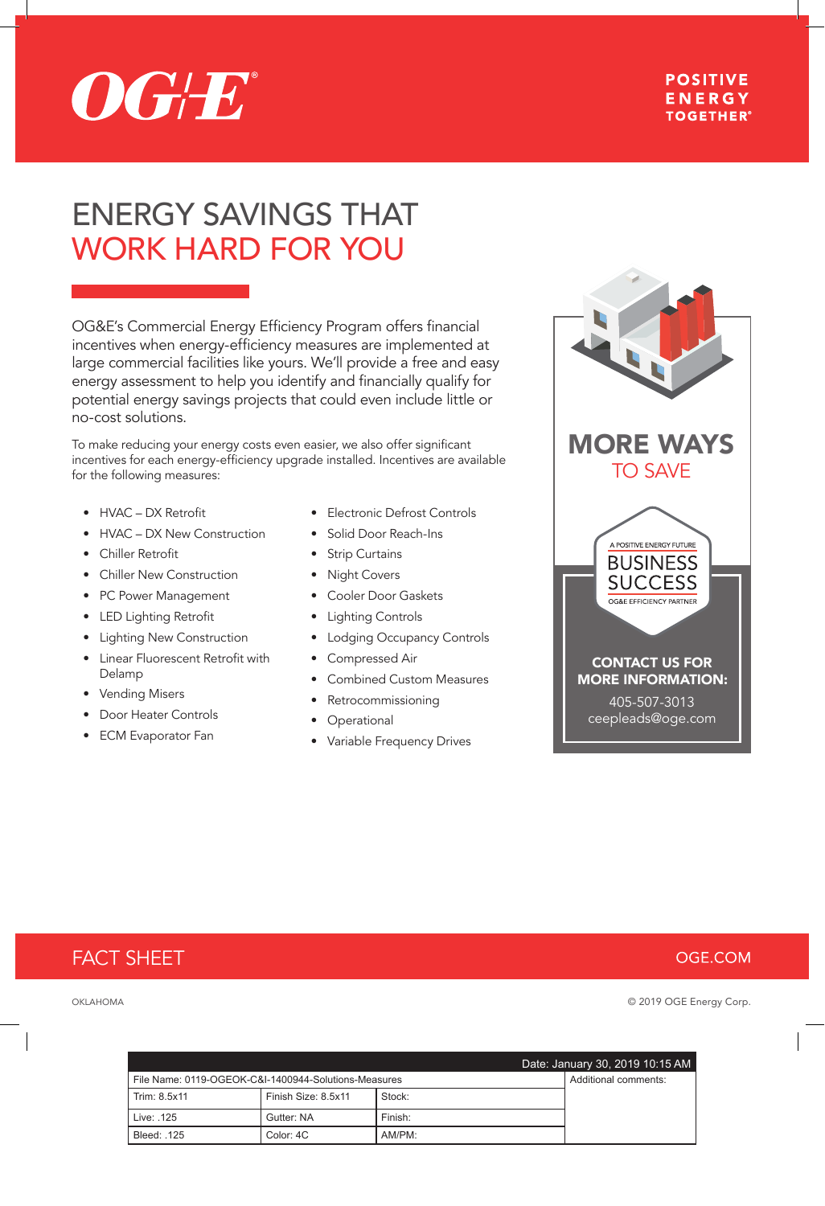OG&E

POSITIVE ENERGY TOGETHER®

# ENERGY SAVINGS THAT WORK HARD FOR YOU

OG&E's Commercial Energy Efficiency Program offers financial incentives when energy-efficiency measures are implemented at large commercial facilities like yours. We'll provide a free and easy energy assessment to help you identify and financially qualify for potential energy savings projects that could even include little or no-cost solutions.

To make reducing your energy costs even easier, we also offer significant incentives for each energy-efficiency upgrade installed. Incentives are available for the following measures:

- HVAC – DX Retrofit
- HVAC – DX New Construction
- Chiller Retrofit
- Chiller New Construction
- PC Power Management
- LED Lighting Retrofit
- Lighting New Construction
- Linear Fluorescent Retrofit with Delamp
- Vending Misers
- Door Heater Controls
- ECM Evaporator Fan
- Electronic Defrost Controls
- Solid Door Reach-Ins
- Strip Curtains
- Night Covers
- Cooler Door Gaskets
- Lighting Controls
- Lodging Occupancy Controls
- Compressed Air
- Combined Custom Measures
- Retrocommissioning
- Operational
- Variable Frequency Drives

## MORE WAYS TO SAVE

A POSITIVE ENERGY FUTURE
BUSINESS SUCCESS
OG&E EFFICIENCY PARTNER

**CONTACT US FOR MORE INFORMATION:**

405-507-3013
ceepleads@oge.com

FACT SHEET

OGE.COM

OKLAHOMA

© 2019 OGE Energy Corp.

| | | | Date: January 30, 2019 10:15 AM |
|---|---|---|---|
| File Name: 0119-OGEOK-C&I-1400944-Solutions-Measures | | | Additional comments: |
| Trim: 8.5x11 | Finish Size: 8.5x11 | Stock: | |
| Live: .125 | Gutter: NA | Finish: | |
| Bleed: .125 | Color: 4C | AM/PM: | |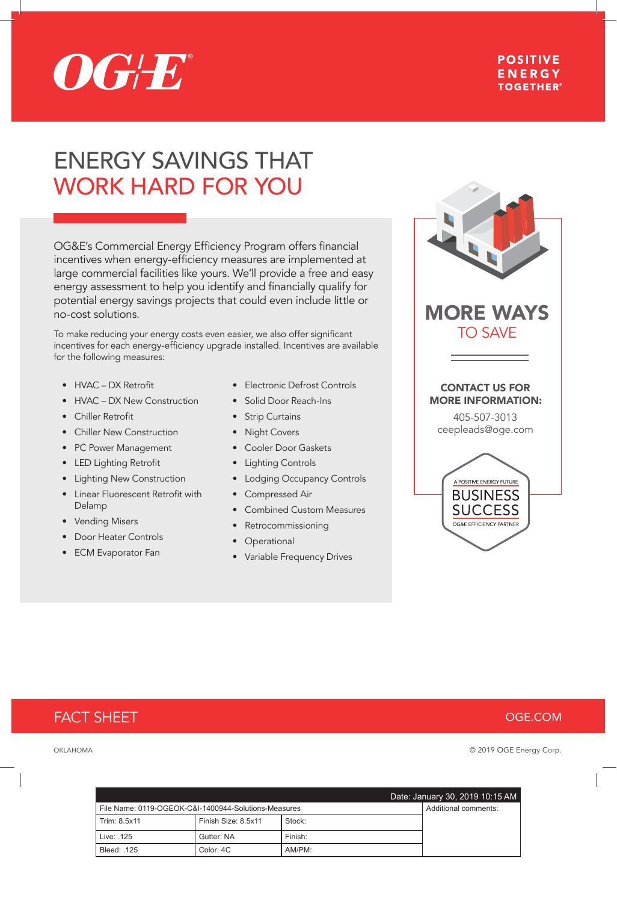OG&E®

POSITIVE ENERGY TOGETHER®

# ENERGY SAVINGS THAT WORK HARD FOR YOU

OG&E's Commercial Energy Efficiency Program offers financial incentives when energy-efficiency measures are implemented at large commercial facilities like yours. We'll provide a free and easy energy assessment to help you identify and financially qualify for potential energy savings projects that could even include little or no-cost solutions.

To make reducing your energy costs even easier, we also offer significant incentives for each energy-efficiency upgrade installed. Incentives are available for the following measures:

- HVAC – DX Retrofit
- HVAC – DX New Construction
- Chiller Retrofit
- Chiller New Construction
- PC Power Management
- LED Lighting Retrofit
- Lighting New Construction
- Linear Fluorescent Retrofit with Delamp
- Vending Misers
- Door Heater Controls
- ECM Evaporator Fan
- Electronic Defrost Controls
- Solid Door Reach-Ins
- Strip Curtains
- Night Covers
- Cooler Door Gaskets
- Lighting Controls
- Lodging Occupancy Controls
- Compressed Air
- Combined Custom Measures
- Retrocommissioning
- Operational
- Variable Frequency Drives

## MORE WAYS TO SAVE

**CONTACT US FOR MORE INFORMATION:**

405-507-3013
ceepleads@oge.com

A POSITIVE ENERGY FUTURE
BUSINESS SUCCESS
OG&E EFFICIENCY PARTNER

FACT SHEET

OGE.COM

OKLAHOMA

© 2019 OGE Energy Corp.

| | | | |
|---|---|---|---|
| | | | Date: January 30, 2019 10:15 AM |
| File Name: 0119-OGEOK-C&I-1400944-Solutions-Measures | | | Additional comments: |
| Trim: 8.5x11 | Finish Size: 8.5x11 | Stock: | |
| Live: .125 | Gutter: NA | Finish: | |
| Bleed: .125 | Color: 4C | AM/PM: | |